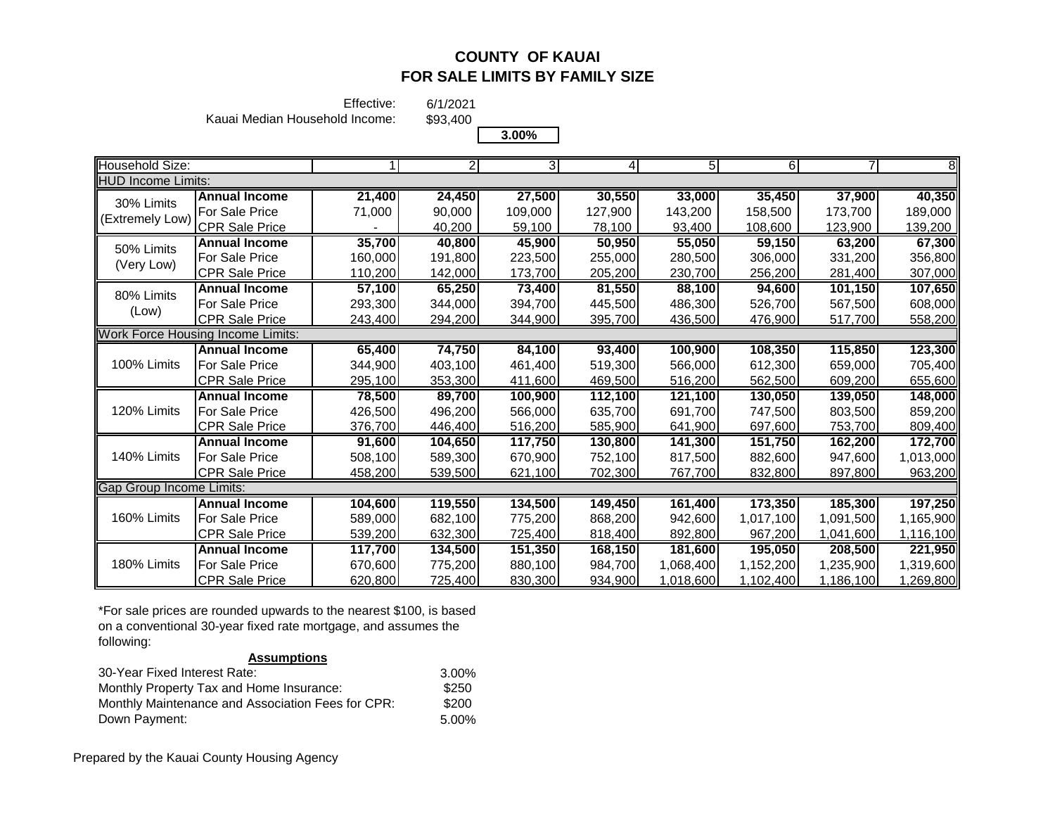# COUNTY OF KAUAI
## FOR SALE LIMITS BY FAMILY SIZE

Effective: 6/1/2021
Kauai Median Household Income: $93,400

**3.00%**

| Household Size: | | 1 | 2 | 3 | 4 | 5 | 6 | 7 | 8 |
|---|---|---|---|---|---|---|---|---|---|
| **HUD Income Limits:** | | | | | | | | | |
| 30% Limits (Extremely Low) | **Annual Income** | **21,400** | **24,450** | **27,500** | **30,550** | **33,000** | **35,450** | **37,900** | **40,350** |
| | For Sale Price | 71,000 | 90,000 | 109,000 | 127,900 | 143,200 | 158,500 | 173,700 | 189,000 |
| | CPR Sale Price | - | 40,200 | 59,100 | 78,100 | 93,400 | 108,600 | 123,900 | 139,200 |
| 50% Limits (Very Low) | **Annual Income** | **35,700** | **40,800** | **45,900** | **50,950** | **55,050** | **59,150** | **63,200** | **67,300** |
| | For Sale Price | 160,000 | 191,800 | 223,500 | 255,000 | 280,500 | 306,000 | 331,200 | 356,800 |
| | CPR Sale Price | 110,200 | 142,000 | 173,700 | 205,200 | 230,700 | 256,200 | 281,400 | 307,000 |
| 80% Limits (Low) | **Annual Income** | **57,100** | **65,250** | **73,400** | **81,550** | **88,100** | **94,600** | **101,150** | **107,650** |
| | For Sale Price | 293,300 | 344,000 | 394,700 | 445,500 | 486,300 | 526,700 | 567,500 | 608,000 |
| | CPR Sale Price | 243,400 | 294,200 | 344,900 | 395,700 | 436,500 | 476,900 | 517,700 | 558,200 |
| **Work Force Housing Income Limits:** | | | | | | | | | |
| 100% Limits | **Annual Income** | **65,400** | **74,750** | **84,100** | **93,400** | **100,900** | **108,350** | **115,850** | **123,300** |
| | For Sale Price | 344,900 | 403,100 | 461,400 | 519,300 | 566,000 | 612,300 | 659,000 | 705,400 |
| | CPR Sale Price | 295,100 | 353,300 | 411,600 | 469,500 | 516,200 | 562,500 | 609,200 | 655,600 |
| 120% Limits | **Annual Income** | **78,500** | **89,700** | **100,900** | **112,100** | **121,100** | **130,050** | **139,050** | **148,000** |
| | For Sale Price | 426,500 | 496,200 | 566,000 | 635,700 | 691,700 | 747,500 | 803,500 | 859,200 |
| | CPR Sale Price | 376,700 | 446,400 | 516,200 | 585,900 | 641,900 | 697,600 | 753,700 | 809,400 |
| 140% Limits | **Annual Income** | **91,600** | **104,650** | **117,750** | **130,800** | **141,300** | **151,750** | **162,200** | **172,700** |
| | For Sale Price | 508,100 | 589,300 | 670,900 | 752,100 | 817,500 | 882,600 | 947,600 | 1,013,000 |
| | CPR Sale Price | 458,200 | 539,500 | 621,100 | 702,300 | 767,700 | 832,800 | 897,800 | 963,200 |
| **Gap Group Income Limits:** | | | | | | | | | |
| 160% Limits | **Annual Income** | **104,600** | **119,550** | **134,500** | **149,450** | **161,400** | **173,350** | **185,300** | **197,250** |
| | For Sale Price | 589,000 | 682,100 | 775,200 | 868,200 | 942,600 | 1,017,100 | 1,091,500 | 1,165,900 |
| | CPR Sale Price | 539,200 | 632,300 | 725,400 | 818,400 | 892,800 | 967,200 | 1,041,600 | 1,116,100 |
| 180% Limits | **Annual Income** | **117,700** | **134,500** | **151,350** | **168,150** | **181,600** | **195,050** | **208,500** | **221,950** |
| | For Sale Price | 670,600 | 775,200 | 880,100 | 984,700 | 1,068,400 | 1,152,200 | 1,235,900 | 1,319,600 |
| | CPR Sale Price | 620,800 | 725,400 | 830,300 | 934,900 | 1,018,600 | 1,102,400 | 1,186,100 | 1,269,800 |

*For sale prices are rounded upwards to the nearest $100, is based on a conventional 30-year fixed rate mortgage, and assumes the following:

**Assumptions**

| | |
|---|---|
| 30-Year Fixed Interest Rate: | 3.00% |
| Monthly Property Tax and Home Insurance: | $250 |
| Monthly Maintenance and Association Fees for CPR: | $200 |
| Down Payment: | 5.00% |

Prepared by the Kauai County Housing Agency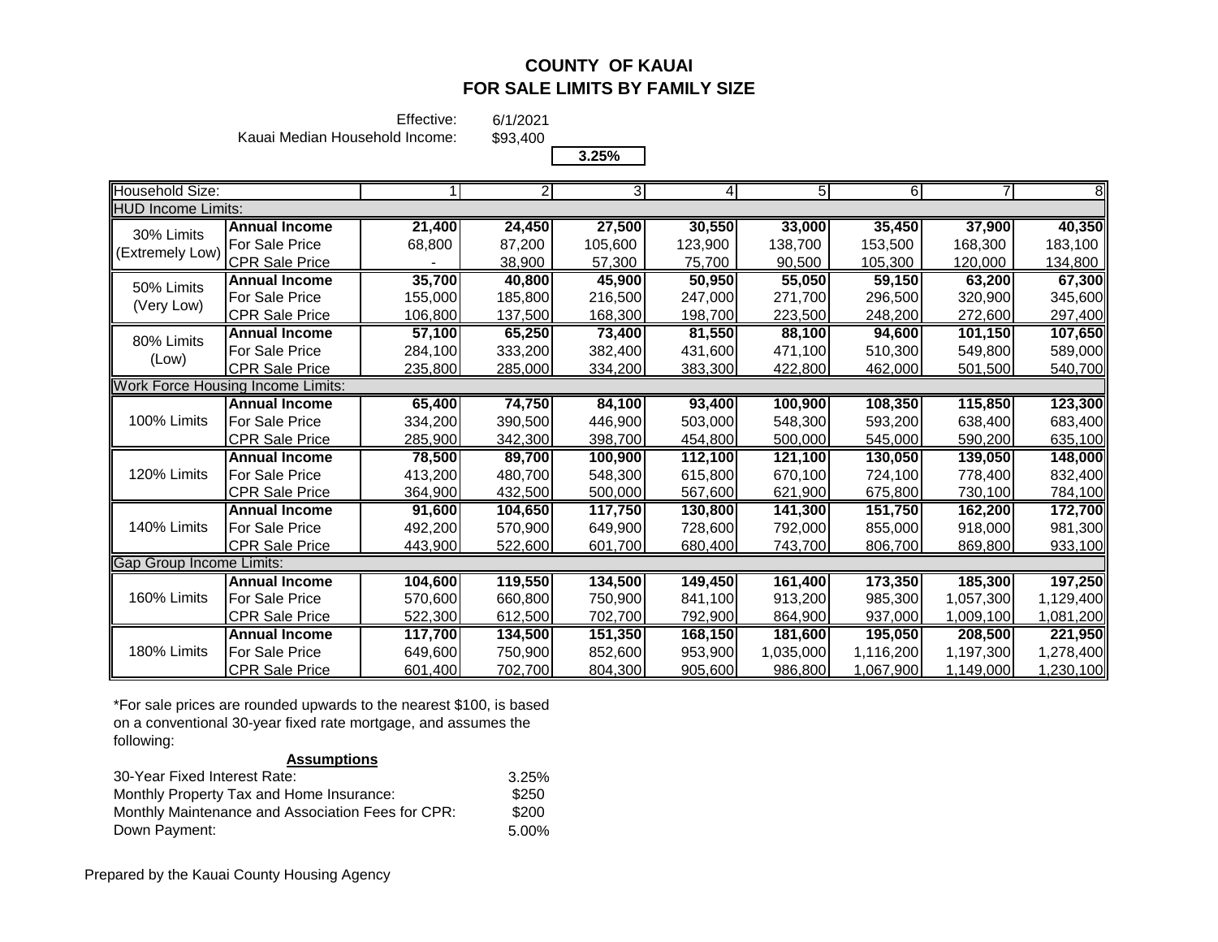# COUNTY OF KAUAI
## FOR SALE LIMITS BY FAMILY SIZE

Effective: 6/1/2021

Kauai Median Household Income: $93,400

**3.25%**

| Household Size: | | 1 | 2 | 3 | 4 | 5 | 6 | 7 | 8 |
|---|---|---|---|---|---|---|---|---|---|
| **HUD Income Limits:** | | | | | | | | | |
| 30% Limits (Extremely Low) | **Annual Income** | **21,400** | **24,450** | **27,500** | **30,550** | **33,000** | **35,450** | **37,900** | **40,350** |
| | For Sale Price | 68,800 | 87,200 | 105,600 | 123,900 | 138,700 | 153,500 | 168,300 | 183,100 |
| | CPR Sale Price | - | 38,900 | 57,300 | 75,700 | 90,500 | 105,300 | 120,000 | 134,800 |
| 50% Limits (Very Low) | **Annual Income** | **35,700** | **40,800** | **45,900** | **50,950** | **55,050** | **59,150** | **63,200** | **67,300** |
| | For Sale Price | 155,000 | 185,800 | 216,500 | 247,000 | 271,700 | 296,500 | 320,900 | 345,600 |
| | CPR Sale Price | 106,800 | 137,500 | 168,300 | 198,700 | 223,500 | 248,200 | 272,600 | 297,400 |
| 80% Limits (Low) | **Annual Income** | **57,100** | **65,250** | **73,400** | **81,550** | **88,100** | **94,600** | **101,150** | **107,650** |
| | For Sale Price | 284,100 | 333,200 | 382,400 | 431,600 | 471,100 | 510,300 | 549,800 | 589,000 |
| | CPR Sale Price | 235,800 | 285,000 | 334,200 | 383,300 | 422,800 | 462,000 | 501,500 | 540,700 |
| **Work Force Housing Income Limits:** | | | | | | | | | |
| 100% Limits | **Annual Income** | **65,400** | **74,750** | **84,100** | **93,400** | **100,900** | **108,350** | **115,850** | **123,300** |
| | For Sale Price | 334,200 | 390,500 | 446,900 | 503,000 | 548,300 | 593,200 | 638,400 | 683,400 |
| | CPR Sale Price | 285,900 | 342,300 | 398,700 | 454,800 | 500,000 | 545,000 | 590,200 | 635,100 |
| 120% Limits | **Annual Income** | **78,500** | **89,700** | **100,900** | **112,100** | **121,100** | **130,050** | **139,050** | **148,000** |
| | For Sale Price | 413,200 | 480,700 | 548,300 | 615,800 | 670,100 | 724,100 | 778,400 | 832,400 |
| | CPR Sale Price | 364,900 | 432,500 | 500,000 | 567,600 | 621,900 | 675,800 | 730,100 | 784,100 |
| 140% Limits | **Annual Income** | **91,600** | **104,650** | **117,750** | **130,800** | **141,300** | **151,750** | **162,200** | **172,700** |
| | For Sale Price | 492,200 | 570,900 | 649,900 | 728,600 | 792,000 | 855,000 | 918,000 | 981,300 |
| | CPR Sale Price | 443,900 | 522,600 | 601,700 | 680,400 | 743,700 | 806,700 | 869,800 | 933,100 |
| **Gap Group Income Limits:** | | | | | | | | | |
| 160% Limits | **Annual Income** | **104,600** | **119,550** | **134,500** | **149,450** | **161,400** | **173,350** | **185,300** | **197,250** |
| | For Sale Price | 570,600 | 660,800 | 750,900 | 841,100 | 913,200 | 985,300 | 1,057,300 | 1,129,400 |
| | CPR Sale Price | 522,300 | 612,500 | 702,700 | 792,900 | 864,900 | 937,000 | 1,009,100 | 1,081,200 |
| 180% Limits | **Annual Income** | **117,700** | **134,500** | **151,350** | **168,150** | **181,600** | **195,050** | **208,500** | **221,950** |
| | For Sale Price | 649,600 | 750,900 | 852,600 | 953,900 | 1,035,000 | 1,116,200 | 1,197,300 | 1,278,400 |
| | CPR Sale Price | 601,400 | 702,700 | 804,300 | 905,600 | 986,800 | 1,067,900 | 1,149,000 | 1,230,100 |

*For sale prices are rounded upwards to the nearest $100, is based on a conventional 30-year fixed rate mortgage, and assumes the following:

**Assumptions**

| | |
|---|---|
| 30-Year Fixed Interest Rate: | 3.25% |
| Monthly Property Tax and Home Insurance: | $250 |
| Monthly Maintenance and Association Fees for CPR: | $200 |
| Down Payment: | 5.00% |

Prepared by the Kauai County Housing Agency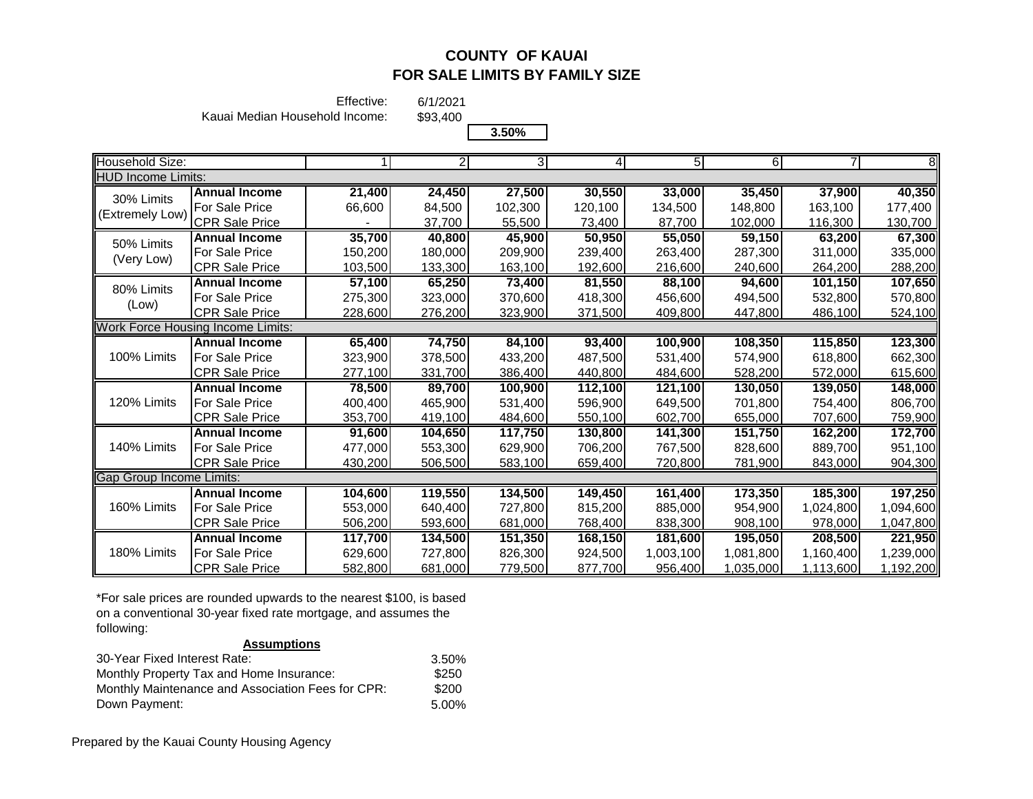# COUNTY OF KAUAI
## FOR SALE LIMITS BY FAMILY SIZE

Effective: 6/1/2021

Kauai Median Household Income: $93,400

**3.50%**

| Household Size: | | 1 | 2 | 3 | 4 | 5 | 6 | 7 | 8 |
|---|---|---|---|---|---|---|---|---|---|
| **HUD Income Limits:** | | | | | | | | | |
| 30% Limits (Extremely Low) | **Annual Income** | **21,400** | **24,450** | **27,500** | **30,550** | **33,000** | **35,450** | **37,900** | **40,350** |
| | For Sale Price | 66,600 | 84,500 | 102,300 | 120,100 | 134,500 | 148,800 | 163,100 | 177,400 |
| | CPR Sale Price | - | 37,700 | 55,500 | 73,400 | 87,700 | 102,000 | 116,300 | 130,700 |
| 50% Limits (Very Low) | **Annual Income** | **35,700** | **40,800** | **45,900** | **50,950** | **55,050** | **59,150** | **63,200** | **67,300** |
| | For Sale Price | 150,200 | 180,000 | 209,900 | 239,400 | 263,400 | 287,300 | 311,000 | 335,000 |
| | CPR Sale Price | 103,500 | 133,300 | 163,100 | 192,600 | 216,600 | 240,600 | 264,200 | 288,200 |
| 80% Limits (Low) | **Annual Income** | **57,100** | **65,250** | **73,400** | **81,550** | **88,100** | **94,600** | **101,150** | **107,650** |
| | For Sale Price | 275,300 | 323,000 | 370,600 | 418,300 | 456,600 | 494,500 | 532,800 | 570,800 |
| | CPR Sale Price | 228,600 | 276,200 | 323,900 | 371,500 | 409,800 | 447,800 | 486,100 | 524,100 |
| **Work Force Housing Income Limits:** | | | | | | | | | |
| 100% Limits | **Annual Income** | **65,400** | **74,750** | **84,100** | **93,400** | **100,900** | **108,350** | **115,850** | **123,300** |
| | For Sale Price | 323,900 | 378,500 | 433,200 | 487,500 | 531,400 | 574,900 | 618,800 | 662,300 |
| | CPR Sale Price | 277,100 | 331,700 | 386,400 | 440,800 | 484,600 | 528,200 | 572,000 | 615,600 |
| 120% Limits | **Annual Income** | **78,500** | **89,700** | **100,900** | **112,100** | **121,100** | **130,050** | **139,050** | **148,000** |
| | For Sale Price | 400,400 | 465,900 | 531,400 | 596,900 | 649,500 | 701,800 | 754,400 | 806,700 |
| | CPR Sale Price | 353,700 | 419,100 | 484,600 | 550,100 | 602,700 | 655,000 | 707,600 | 759,900 |
| 140% Limits | **Annual Income** | **91,600** | **104,650** | **117,750** | **130,800** | **141,300** | **151,750** | **162,200** | **172,700** |
| | For Sale Price | 477,000 | 553,300 | 629,900 | 706,200 | 767,500 | 828,600 | 889,700 | 951,100 |
| | CPR Sale Price | 430,200 | 506,500 | 583,100 | 659,400 | 720,800 | 781,900 | 843,000 | 904,300 |
| **Gap Group Income Limits:** | | | | | | | | | |
| 160% Limits | **Annual Income** | **104,600** | **119,550** | **134,500** | **149,450** | **161,400** | **173,350** | **185,300** | **197,250** |
| | For Sale Price | 553,000 | 640,400 | 727,800 | 815,200 | 885,000 | 954,900 | 1,024,800 | 1,094,600 |
| | CPR Sale Price | 506,200 | 593,600 | 681,000 | 768,400 | 838,300 | 908,100 | 978,000 | 1,047,800 |
| 180% Limits | **Annual Income** | **117,700** | **134,500** | **151,350** | **168,150** | **181,600** | **195,050** | **208,500** | **221,950** |
| | For Sale Price | 629,600 | 727,800 | 826,300 | 924,500 | 1,003,100 | 1,081,800 | 1,160,400 | 1,239,000 |
| | CPR Sale Price | 582,800 | 681,000 | 779,500 | 877,700 | 956,400 | 1,035,000 | 1,113,600 | 1,192,200 |

*For sale prices are rounded upwards to the nearest $100, is based on a conventional 30-year fixed rate mortgage, and assumes the following:

**Assumptions**

| | |
|---|---|
| 30-Year Fixed Interest Rate: | 3.50% |
| Monthly Property Tax and Home Insurance: | $250 |
| Monthly Maintenance and Association Fees for CPR: | $200 |
| Down Payment: | 5.00% |

Prepared by the Kauai County Housing Agency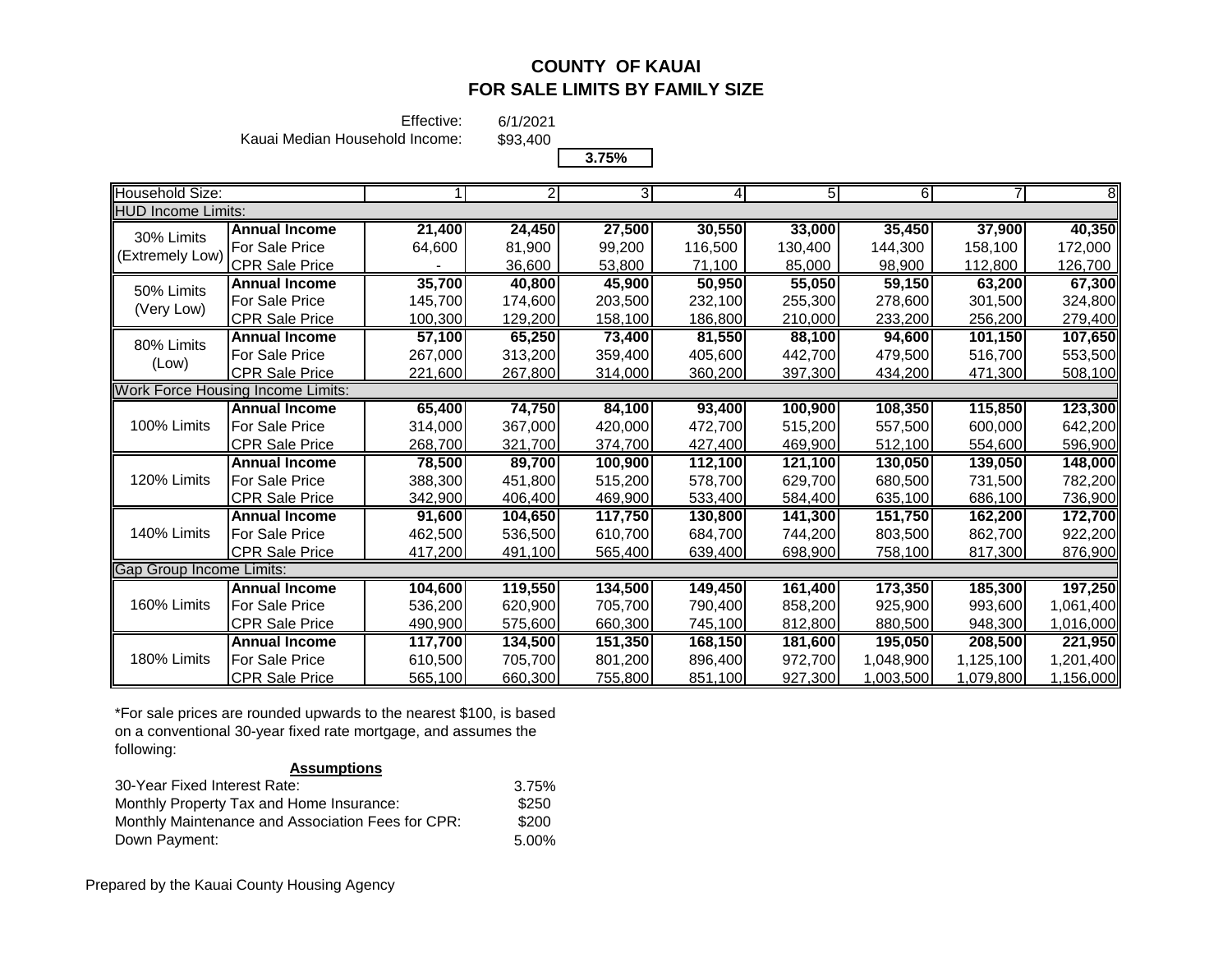# COUNTY OF KAUAI
## FOR SALE LIMITS BY FAMILY SIZE

Effective: 6/1/2021

Kauai Median Household Income: $93,400

**3.75%**

| Household Size: | | 1 | 2 | 3 | 4 | 5 | 6 | 7 | 8 |
|---|---|---|---|---|---|---|---|---|---|
| **HUD Income Limits:** | | | | | | | | | |
| 30% Limits (Extremely Low) | **Annual Income** | **21,400** | **24,450** | **27,500** | **30,550** | **33,000** | **35,450** | **37,900** | **40,350** |
| | For Sale Price | 64,600 | 81,900 | 99,200 | 116,500 | 130,400 | 144,300 | 158,100 | 172,000 |
| | CPR Sale Price | - | 36,600 | 53,800 | 71,100 | 85,000 | 98,900 | 112,800 | 126,700 |
| 50% Limits (Very Low) | **Annual Income** | **35,700** | **40,800** | **45,900** | **50,950** | **55,050** | **59,150** | **63,200** | **67,300** |
| | For Sale Price | 145,700 | 174,600 | 203,500 | 232,100 | 255,300 | 278,600 | 301,500 | 324,800 |
| | CPR Sale Price | 100,300 | 129,200 | 158,100 | 186,800 | 210,000 | 233,200 | 256,200 | 279,400 |
| 80% Limits (Low) | **Annual Income** | **57,100** | **65,250** | **73,400** | **81,550** | **88,100** | **94,600** | **101,150** | **107,650** |
| | For Sale Price | 267,000 | 313,200 | 359,400 | 405,600 | 442,700 | 479,500 | 516,700 | 553,500 |
| | CPR Sale Price | 221,600 | 267,800 | 314,000 | 360,200 | 397,300 | 434,200 | 471,300 | 508,100 |
| **Work Force Housing Income Limits:** | | | | | | | | | |
| 100% Limits | **Annual Income** | **65,400** | **74,750** | **84,100** | **93,400** | **100,900** | **108,350** | **115,850** | **123,300** |
| | For Sale Price | 314,000 | 367,000 | 420,000 | 472,700 | 515,200 | 557,500 | 600,000 | 642,200 |
| | CPR Sale Price | 268,700 | 321,700 | 374,700 | 427,400 | 469,900 | 512,100 | 554,600 | 596,900 |
| 120% Limits | **Annual Income** | **78,500** | **89,700** | **100,900** | **112,100** | **121,100** | **130,050** | **139,050** | **148,000** |
| | For Sale Price | 388,300 | 451,800 | 515,200 | 578,700 | 629,700 | 680,500 | 731,500 | 782,200 |
| | CPR Sale Price | 342,900 | 406,400 | 469,900 | 533,400 | 584,400 | 635,100 | 686,100 | 736,900 |
| 140% Limits | **Annual Income** | **91,600** | **104,650** | **117,750** | **130,800** | **141,300** | **151,750** | **162,200** | **172,700** |
| | For Sale Price | 462,500 | 536,500 | 610,700 | 684,700 | 744,200 | 803,500 | 862,700 | 922,200 |
| | CPR Sale Price | 417,200 | 491,100 | 565,400 | 639,400 | 698,900 | 758,100 | 817,300 | 876,900 |
| **Gap Group Income Limits:** | | | | | | | | | |
| 160% Limits | **Annual Income** | **104,600** | **119,550** | **134,500** | **149,450** | **161,400** | **173,350** | **185,300** | **197,250** |
| | For Sale Price | 536,200 | 620,900 | 705,700 | 790,400 | 858,200 | 925,900 | 993,600 | 1,061,400 |
| | CPR Sale Price | 490,900 | 575,600 | 660,300 | 745,100 | 812,800 | 880,500 | 948,300 | 1,016,000 |
| 180% Limits | **Annual Income** | **117,700** | **134,500** | **151,350** | **168,150** | **181,600** | **195,050** | **208,500** | **221,950** |
| | For Sale Price | 610,500 | 705,700 | 801,200 | 896,400 | 972,700 | 1,048,900 | 1,125,100 | 1,201,400 |
| | CPR Sale Price | 565,100 | 660,300 | 755,800 | 851,100 | 927,300 | 1,003,500 | 1,079,800 | 1,156,000 |

*For sale prices are rounded upwards to the nearest $100, is based on a conventional 30-year fixed rate mortgage, and assumes the following:

**Assumptions**

| | |
|---|---|
| 30-Year Fixed Interest Rate: | 3.75% |
| Monthly Property Tax and Home Insurance: | $250 |
| Monthly Maintenance and Association Fees for CPR: | $200 |
| Down Payment: | 5.00% |

Prepared by the Kauai County Housing Agency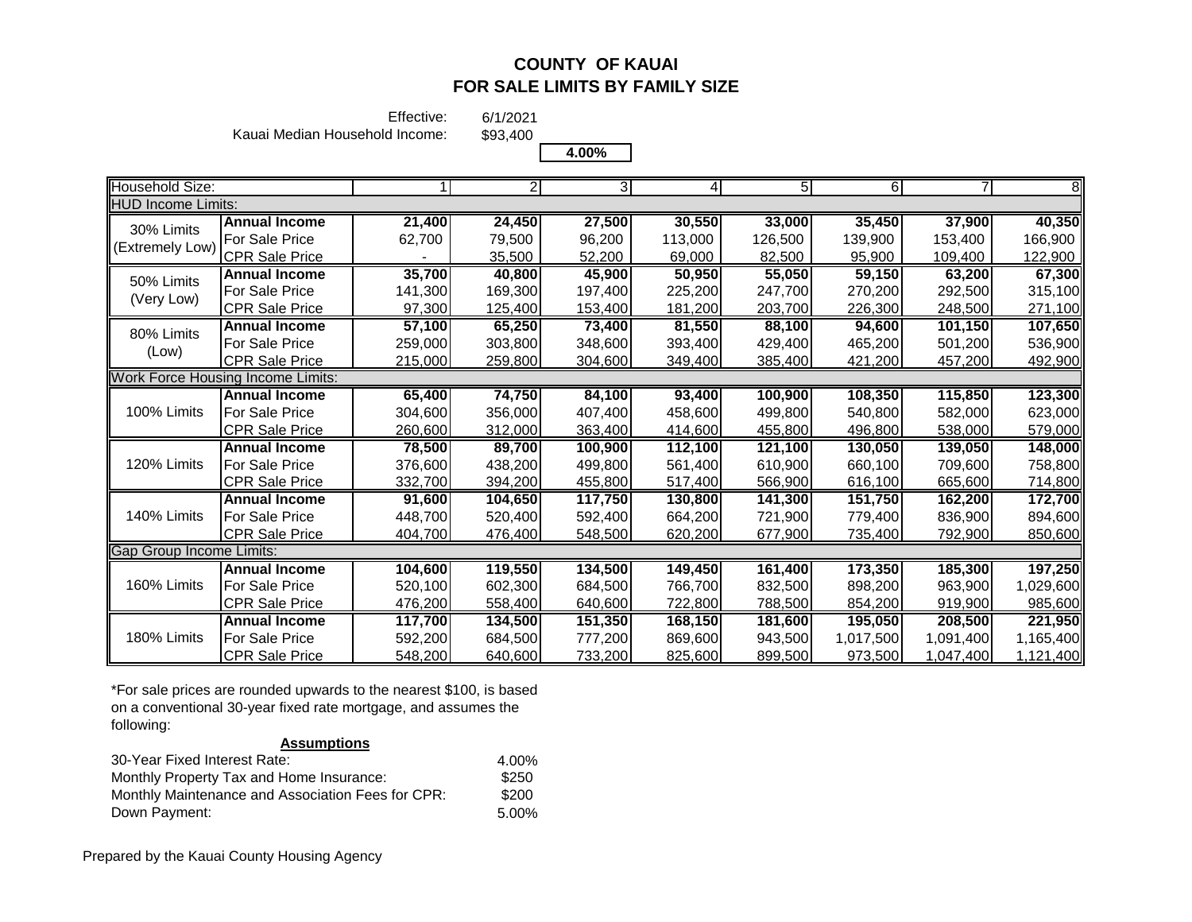# COUNTY OF KAUAI
## FOR SALE LIMITS BY FAMILY SIZE

Effective: 6/1/2021
Kauai Median Household Income: $93,400

**4.00%**

| Household Size: | | 1 | 2 | 3 | 4 | 5 | 6 | 7 | 8 |
|---|---|---|---|---|---|---|---|---|---|
| **HUD Income Limits:** | | | | | | | | | |
| 30% Limits (Extremely Low) | **Annual Income** | **21,400** | **24,450** | **27,500** | **30,550** | **33,000** | **35,450** | **37,900** | **40,350** |
| | For Sale Price | 62,700 | 79,500 | 96,200 | 113,000 | 126,500 | 139,900 | 153,400 | 166,900 |
| | CPR Sale Price | - | 35,500 | 52,200 | 69,000 | 82,500 | 95,900 | 109,400 | 122,900 |
| 50% Limits (Very Low) | **Annual Income** | **35,700** | **40,800** | **45,900** | **50,950** | **55,050** | **59,150** | **63,200** | **67,300** |
| | For Sale Price | 141,300 | 169,300 | 197,400 | 225,200 | 247,700 | 270,200 | 292,500 | 315,100 |
| | CPR Sale Price | 97,300 | 125,400 | 153,400 | 181,200 | 203,700 | 226,300 | 248,500 | 271,100 |
| 80% Limits (Low) | **Annual Income** | **57,100** | **65,250** | **73,400** | **81,550** | **88,100** | **94,600** | **101,150** | **107,650** |
| | For Sale Price | 259,000 | 303,800 | 348,600 | 393,400 | 429,400 | 465,200 | 501,200 | 536,900 |
| | CPR Sale Price | 215,000 | 259,800 | 304,600 | 349,400 | 385,400 | 421,200 | 457,200 | 492,900 |
| **Work Force Housing Income Limits:** | | | | | | | | | |
| 100% Limits | **Annual Income** | **65,400** | **74,750** | **84,100** | **93,400** | **100,900** | **108,350** | **115,850** | **123,300** |
| | For Sale Price | 304,600 | 356,000 | 407,400 | 458,600 | 499,800 | 540,800 | 582,000 | 623,000 |
| | CPR Sale Price | 260,600 | 312,000 | 363,400 | 414,600 | 455,800 | 496,800 | 538,000 | 579,000 |
| 120% Limits | **Annual Income** | **78,500** | **89,700** | **100,900** | **112,100** | **121,100** | **130,050** | **139,050** | **148,000** |
| | For Sale Price | 376,600 | 438,200 | 499,800 | 561,400 | 610,900 | 660,100 | 709,600 | 758,800 |
| | CPR Sale Price | 332,700 | 394,200 | 455,800 | 517,400 | 566,900 | 616,100 | 665,600 | 714,800 |
| 140% Limits | **Annual Income** | **91,600** | **104,650** | **117,750** | **130,800** | **141,300** | **151,750** | **162,200** | **172,700** |
| | For Sale Price | 448,700 | 520,400 | 592,400 | 664,200 | 721,900 | 779,400 | 836,900 | 894,600 |
| | CPR Sale Price | 404,700 | 476,400 | 548,500 | 620,200 | 677,900 | 735,400 | 792,900 | 850,600 |
| **Gap Group Income Limits:** | | | | | | | | | |
| 160% Limits | **Annual Income** | **104,600** | **119,550** | **134,500** | **149,450** | **161,400** | **173,350** | **185,300** | **197,250** |
| | For Sale Price | 520,100 | 602,300 | 684,500 | 766,700 | 832,500 | 898,200 | 963,900 | 1,029,600 |
| | CPR Sale Price | 476,200 | 558,400 | 640,600 | 722,800 | 788,500 | 854,200 | 919,900 | 985,600 |
| 180% Limits | **Annual Income** | **117,700** | **134,500** | **151,350** | **168,150** | **181,600** | **195,050** | **208,500** | **221,950** |
| | For Sale Price | 592,200 | 684,500 | 777,200 | 869,600 | 943,500 | 1,017,500 | 1,091,400 | 1,165,400 |
| | CPR Sale Price | 548,200 | 640,600 | 733,200 | 825,600 | 899,500 | 973,500 | 1,047,400 | 1,121,400 |

*For sale prices are rounded upwards to the nearest $100, is based on a conventional 30-year fixed rate mortgage, and assumes the following:

**Assumptions**

| | |
|---|---|
| 30-Year Fixed Interest Rate: | 4.00% |
| Monthly Property Tax and Home Insurance: | $250 |
| Monthly Maintenance and Association Fees for CPR: | $200 |
| Down Payment: | 5.00% |

Prepared by the Kauai County Housing Agency